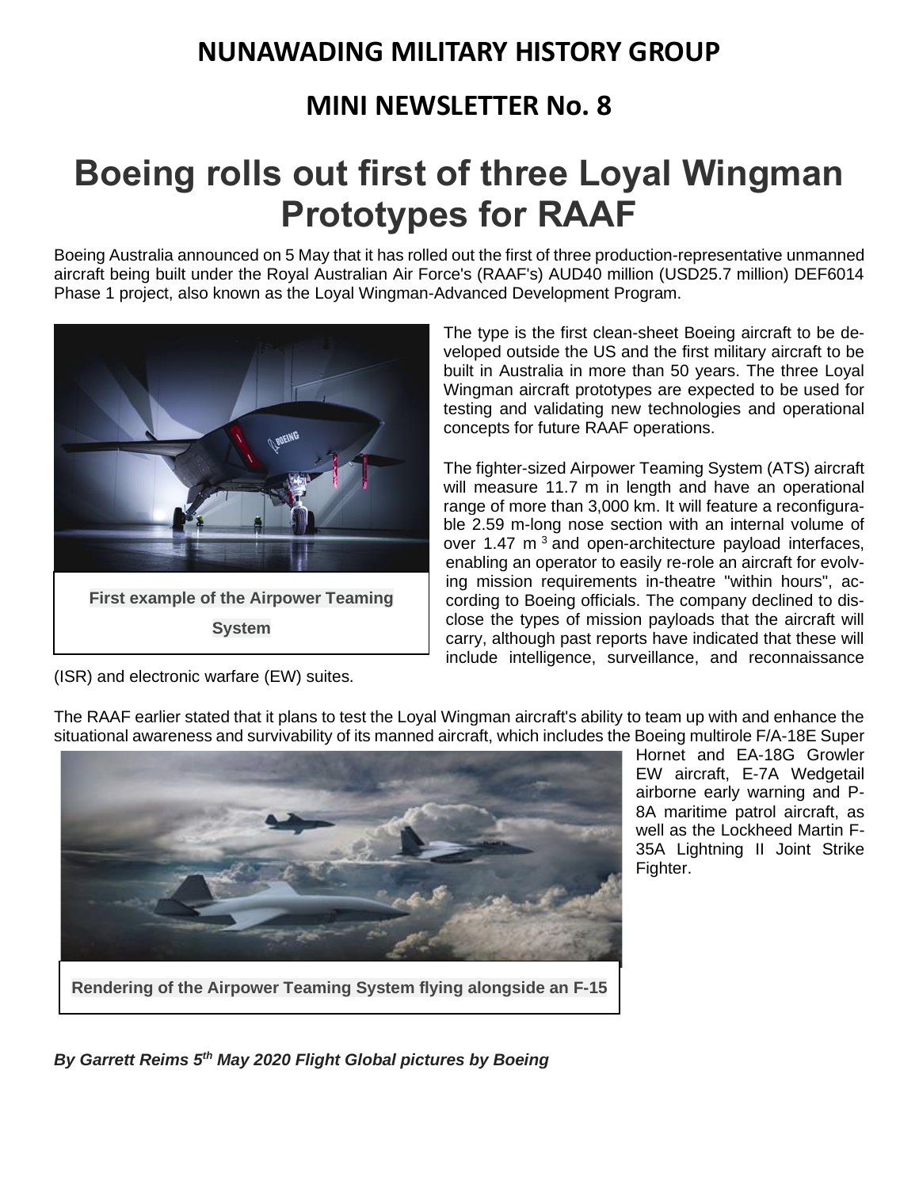# NUNAWADING MILITARY HISTORY GROUP

## MINI NEWSLETTER No. 8

# Boeing rolls out first of three Loyal Wingman Prototypes for RAAF

Boeing Australia announced on 5 May that it has rolled out the first of three production-representative unmanned aircraft being built under the Royal Australian Air Force's (RAAF's) AUD40 million (USD25.7 million) DEF6014 Phase 1 project, also known as the Loyal Wingman-Advanced Development Program.

**First example of the Airpower Teaming System**

The type is the first clean-sheet Boeing aircraft to be developed outside the US and the first military aircraft to be built in Australia in more than 50 years. The three Loyal Wingman aircraft prototypes are expected to be used for testing and validating new technologies and operational concepts for future RAAF operations.

The fighter-sized Airpower Teaming System (ATS) aircraft will measure 11.7 m in length and have an operational range of more than 3,000 km. It will feature a reconfigurable 2.59 m-long nose section with an internal volume of over 1.47 $m^3$ and open-architecture payload interfaces, enabling an operator to easily re-role an aircraft for evolving mission requirements in-theatre "within hours", according to Boeing officials. The company declined to disclose the types of mission payloads that the aircraft will carry, although past reports have indicated that these will include intelligence, surveillance, and reconnaissance (ISR) and electronic warfare (EW) suites.

The RAAF earlier stated that it plans to test the Loyal Wingman aircraft's ability to team up with and enhance the situational awareness and survivability of its manned aircraft, which includes the Boeing multirole F/A-18E Super Hornet and EA-18G Growler EW aircraft, E-7A Wedgetail airborne early warning and P-8A maritime patrol aircraft, as well as the Lockheed Martin F-35A Lightning II Joint Strike Fighter.

**Rendering of the Airpower Teaming System flying alongside an F-15**

***By Garrett Reims 5th May 2020 Flight Global pictures by Boeing***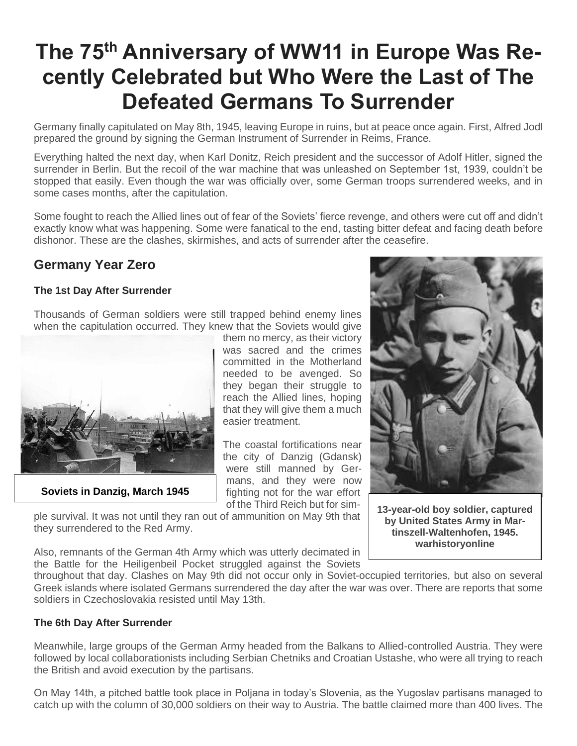# The 75th Anniversary of WW11 in Europe Was Recently Celebrated but Who Were the Last of The Defeated Germans To Surrender

Germany finally capitulated on May 8th, 1945, leaving Europe in ruins, but at peace once again. First, Alfred Jodl prepared the ground by signing the German Instrument of Surrender in Reims, France.

Everything halted the next day, when Karl Donitz, Reich president and the successor of Adolf Hitler, signed the surrender in Berlin. But the recoil of the war machine that was unleashed on September 1st, 1939, couldn't be stopped that easily. Even though the war was officially over, some German troops surrendered weeks, and in some cases months, after the capitulation.

Some fought to reach the Allied lines out of fear of the Soviets' fierce revenge, and others were cut off and didn't exactly know what was happening. Some were fanatical to the end, tasting bitter defeat and facing death before dishonor. These are the clashes, skirmishes, and acts of surrender after the ceasefire.

## Germany Year Zero

### The 1st Day After Surrender

Thousands of German soldiers were still trapped behind enemy lines when the capitulation occurred. They knew that the Soviets would give them no mercy, as their victory was sacred and the crimes committed in the Motherland needed to be avenged. So they began their struggle to reach the Allied lines, hoping that they will give them a much easier treatment.

**Soviets in Danzig, March 1945**

The coastal fortifications near the city of Danzig (Gdansk) were still manned by Germans, and they were now fighting not for the war effort of the Third Reich but for simple survival. It was not until they ran out of ammunition on May 9th that they surrendered to the Red Army.

**13-year-old boy soldier, captured by United States Army in Martinszell-Waltenhofen, 1945. warhistoryonline**

Also, remnants of the German 4th Army which was utterly decimated in the Battle for the Heiligenbeil Pocket struggled against the Soviets throughout that day. Clashes on May 9th did not occur only in Soviet-occupied territories, but also on several Greek islands where isolated Germans surrendered the day after the war was over. There are reports that some soldiers in Czechoslovakia resisted until May 13th.

### The 6th Day After Surrender

Meanwhile, large groups of the German Army headed from the Balkans to Allied-controlled Austria. They were followed by local collaborationists including Serbian Chetniks and Croatian Ustashe, who were all trying to reach the British and avoid execution by the partisans.

On May 14th, a pitched battle took place in Poljana in today's Slovenia, as the Yugoslav partisans managed to catch up with the column of 30,000 soldiers on their way to Austria. The battle claimed more than 400 lives. The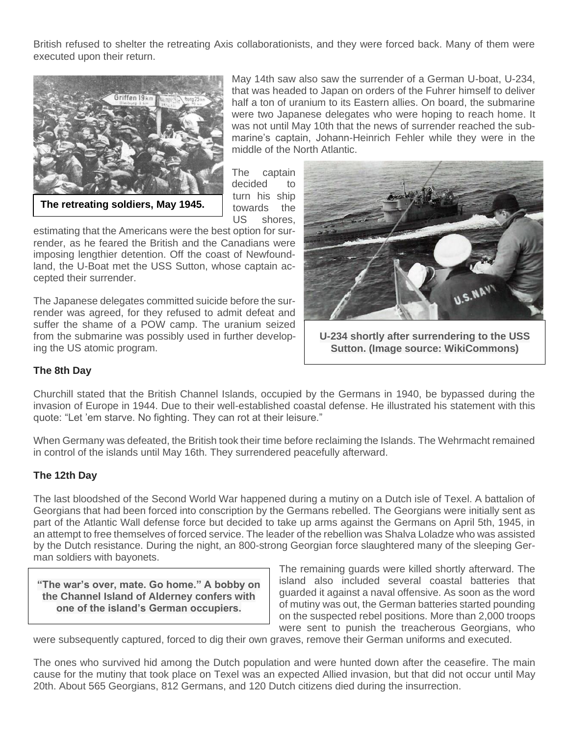British refused to shelter the retreating Axis collaborationists, and they were forced back. Many of them were executed upon their return.

**The retreating soldiers, May 1945.**

May 14th saw also saw the surrender of a German U-boat, U-234, that was headed to Japan on orders of the Fuhrer himself to deliver half a ton of uranium to its Eastern allies. On board, the submarine were two Japanese delegates who were hoping to reach home. It was not until May 10th that the news of surrender reached the submarine's captain, Johann-Heinrich Fehler while they were in the middle of the North Atlantic.

The captain decided to turn his ship towards the US shores, estimating that the Americans were the best option for surrender, as he feared the British and the Canadians were imposing lengthier detention. Off the coast of Newfoundland, the U-Boat met the USS Sutton, whose captain accepted their surrender.

The Japanese delegates committed suicide before the surrender was agreed, for they refused to admit defeat and suffer the shame of a POW camp. The uranium seized from the submarine was possibly used in further developing the US atomic program.

**U-234 shortly after surrendering to the USS Sutton. (Image source: WikiCommons)**

**The 8th Day**

Churchill stated that the British Channel Islands, occupied by the Germans in 1940, be bypassed during the invasion of Europe in 1944. Due to their well-established coastal defense. He illustrated his statement with this quote: "Let 'em starve. No fighting. They can rot at their leisure."

When Germany was defeated, the British took their time before reclaiming the Islands. The Wehrmacht remained in control of the islands until May 16th. They surrendered peacefully afterward.

**The 12th Day**

The last bloodshed of the Second World War happened during a mutiny on a Dutch isle of Texel. A battalion of Georgians that had been forced into conscription by the Germans rebelled. The Georgians were initially sent as part of the Atlantic Wall defense force but decided to take up arms against the Germans on April 5th, 1945, in an attempt to free themselves of forced service. The leader of the rebellion was Shalva Loladze who was assisted by the Dutch resistance. During the night, an 800-strong Georgian force slaughtered many of the sleeping German soldiers with bayonets.

**"The war's over, mate. Go home." A bobby on the Channel Island of Alderney confers with one of the island's German occupiers.**

The remaining guards were killed shortly afterward. The island also included several coastal batteries that guarded it against a naval offensive. As soon as the word of mutiny was out, the German batteries started pounding on the suspected rebel positions. More than 2,000 troops were sent to punish the treacherous Georgians, who were subsequently captured, forced to dig their own graves, remove their German uniforms and executed.

The ones who survived hid among the Dutch population and were hunted down after the ceasefire. The main cause for the mutiny that took place on Texel was an expected Allied invasion, but that did not occur until May 20th. About 565 Georgians, 812 Germans, and 120 Dutch citizens died during the insurrection.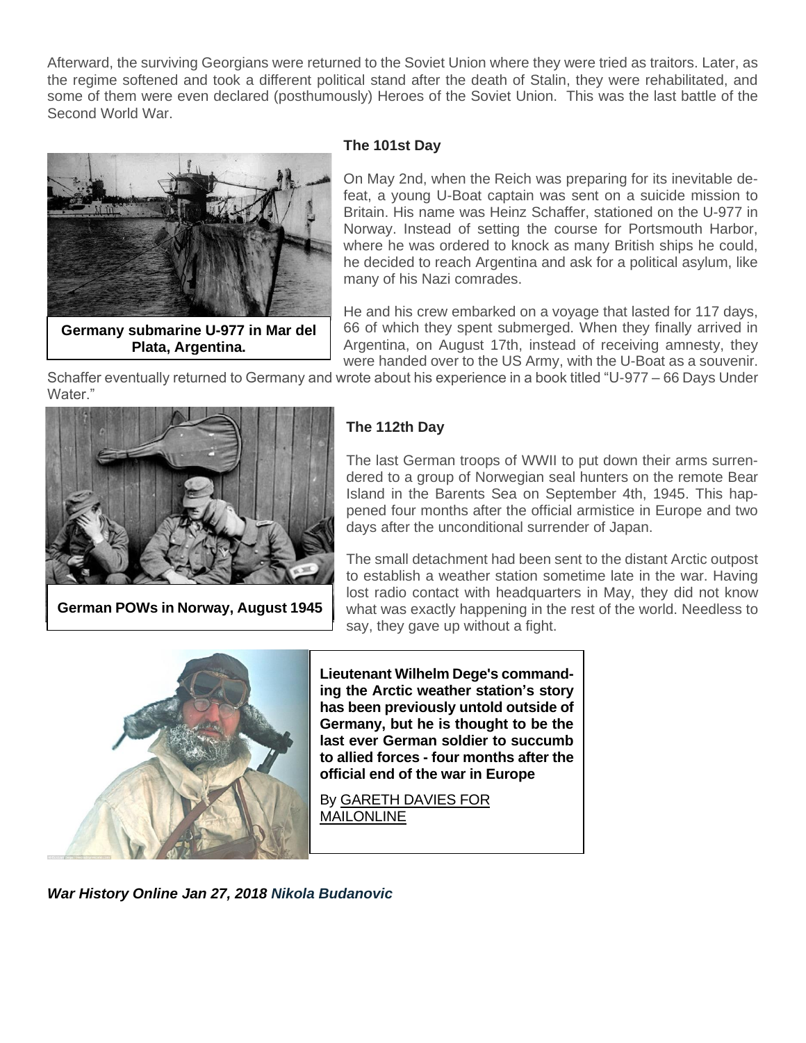Afterward, the surviving Georgians were returned to the Soviet Union where they were tried as traitors. Later, as the regime softened and took a different political stand after the death of Stalin, they were rehabilitated, and some of them were even declared (posthumously) Heroes of the Soviet Union. This was the last battle of the Second World War.

**Germany submarine U-977 in Mar del Plata, Argentina.**

### The 101st Day

On May 2nd, when the Reich was preparing for its inevitable defeat, a young U-Boat captain was sent on a suicide mission to Britain. His name was Heinz Schaffer, stationed on the U-977 in Norway. Instead of setting the course for Portsmouth Harbor, where he was ordered to knock as many British ships he could, he decided to reach Argentina and ask for a political asylum, like many of his Nazi comrades.

He and his crew embarked on a voyage that lasted for 117 days, 66 of which they spent submerged. When they finally arrived in Argentina, on August 17th, instead of receiving amnesty, they were handed over to the US Army, with the U-Boat as a souvenir. Schaffer eventually returned to Germany and wrote about his experience in a book titled "U-977 – 66 Days Under Water."

**German POWs in Norway, August 1945**

### The 112th Day

The last German troops of WWII to put down their arms surrendered to a group of Norwegian seal hunters on the remote Bear Island in the Barents Sea on September 4th, 1945. This happened four months after the official armistice in Europe and two days after the unconditional surrender of Japan.

The small detachment had been sent to the distant Arctic outpost to establish a weather station sometime late in the war. Having lost radio contact with headquarters in May, they did not know what was exactly happening in the rest of the world. Needless to say, they gave up without a fight.

**Lieutenant Wilhelm Dege's commanding the Arctic weather station's story has been previously untold outside of Germany, but he is thought to be the last ever German soldier to succumb to allied forces - four months after the official end of the war in Europe**

By GARETH DAVIES FOR MAILONLINE

***War History Online Jan 27, 2018 Nikola Budanovic***